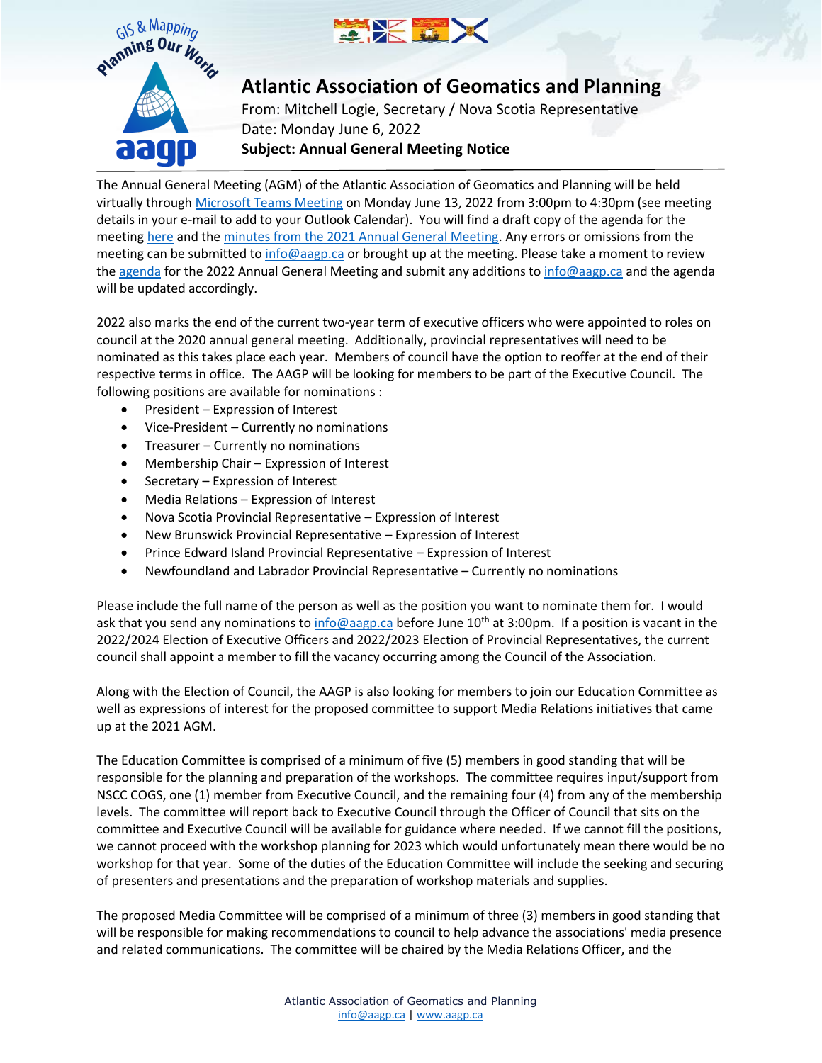# Atlantic Association of Geomatics and Planning

From: Mitchell Logie, Secretary / Nova Scotia Representative
Date: Monday June 6, 2022
**Subject: Annual General Meeting Notice**

The Annual General Meeting (AGM) of the Atlantic Association of Geomatics and Planning will be held virtually through Microsoft Teams Meeting on Monday June 13, 2022 from 3:00pm to 4:30pm (see meeting details in your e-mail to add to your Outlook Calendar). You will find a draft copy of the agenda for the meeting here and the minutes from the 2021 Annual General Meeting. Any errors or omissions from the meeting can be submitted to info@aagp.ca or brought up at the meeting. Please take a moment to review the agenda for the 2022 Annual General Meeting and submit any additions to info@aagp.ca and the agenda will be updated accordingly.

2022 also marks the end of the current two-year term of executive officers who were appointed to roles on council at the 2020 annual general meeting. Additionally, provincial representatives will need to be nominated as this takes place each year. Members of council have the option to reoffer at the end of their respective terms in office. The AAGP will be looking for members to be part of the Executive Council. The following positions are available for nominations :

- President – Expression of Interest
- Vice-President – Currently no nominations
- Treasurer – Currently no nominations
- Membership Chair – Expression of Interest
- Secretary – Expression of Interest
- Media Relations – Expression of Interest
- Nova Scotia Provincial Representative – Expression of Interest
- New Brunswick Provincial Representative – Expression of Interest
- Prince Edward Island Provincial Representative – Expression of Interest
- Newfoundland and Labrador Provincial Representative – Currently no nominations

Please include the full name of the person as well as the position you want to nominate them for. I would ask that you send any nominations to info@aagp.ca before June 10th at 3:00pm. If a position is vacant in the 2022/2024 Election of Executive Officers and 2022/2023 Election of Provincial Representatives, the current council shall appoint a member to fill the vacancy occurring among the Council of the Association.

Along with the Election of Council, the AAGP is also looking for members to join our Education Committee as well as expressions of interest for the proposed committee to support Media Relations initiatives that came up at the 2021 AGM.

The Education Committee is comprised of a minimum of five (5) members in good standing that will be responsible for the planning and preparation of the workshops. The committee requires input/support from NSCC COGS, one (1) member from Executive Council, and the remaining four (4) from any of the membership levels. The committee will report back to Executive Council through the Officer of Council that sits on the committee and Executive Council will be available for guidance where needed. If we cannot fill the positions, we cannot proceed with the workshop planning for 2023 which would unfortunately mean there would be no workshop for that year. Some of the duties of the Education Committee will include the seeking and securing of presenters and presentations and the preparation of workshop materials and supplies.

The proposed Media Committee will be comprised of a minimum of three (3) members in good standing that will be responsible for making recommendations to council to help advance the associations' media presence and related communications. The committee will be chaired by the Media Relations Officer, and the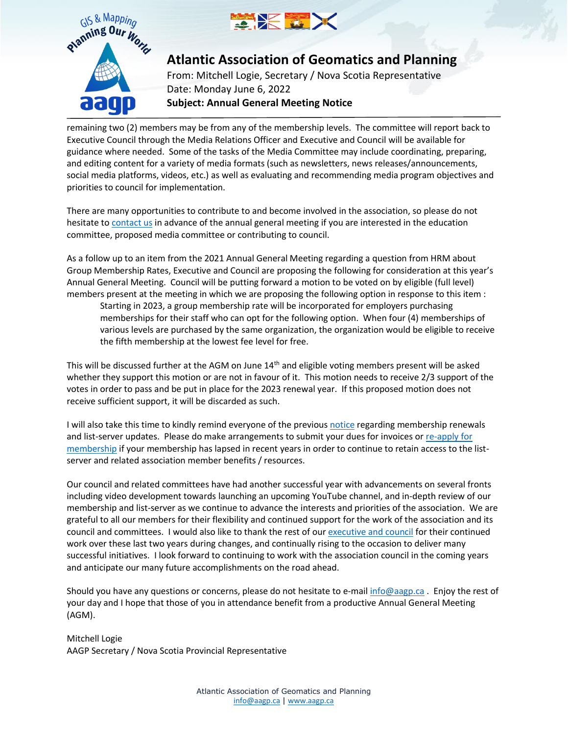remaining two (2) members may be from any of the membership levels. The committee will report back to Executive Council through the Media Relations Officer and Executive and Council will be available for guidance where needed. Some of the tasks of the Media Committee may include coordinating, preparing, and editing content for a variety of media formats (such as newsletters, news releases/announcements, social media platforms, videos, etc.) as well as evaluating and recommending media program objectives and priorities to council for implementation.

There are many opportunities to contribute to and become involved in the association, so please do not hesitate to contact us in advance of the annual general meeting if you are interested in the education committee, proposed media committee or contributing to council.

As a follow up to an item from the 2021 Annual General Meeting regarding a question from HRM about Group Membership Rates, Executive and Council are proposing the following for consideration at this year's Annual General Meeting. Council will be putting forward a motion to be voted on by eligible (full level) members present at the meeting in which we are proposing the following option in response to this item :

> Starting in 2023, a group membership rate will be incorporated for employers purchasing memberships for their staff who can opt for the following option. When four (4) memberships of various levels are purchased by the same organization, the organization would be eligible to receive the fifth membership at the lowest fee level for free.

This will be discussed further at the AGM on June 14th and eligible voting members present will be asked whether they support this motion or are not in favour of it. This motion needs to receive 2/3 support of the votes in order to pass and be put in place for the 2023 renewal year. If this proposed motion does not receive sufficient support, it will be discarded as such.

I will also take this time to kindly remind everyone of the previous notice regarding membership renewals and list-server updates. Please do make arrangements to submit your dues for invoices or re-apply for membership if your membership has lapsed in recent years in order to continue to retain access to the list-server and related association member benefits / resources.

Our council and related committees have had another successful year with advancements on several fronts including video development towards launching an upcoming YouTube channel, and in-depth review of our membership and list-server as we continue to advance the interests and priorities of the association. We are grateful to all our members for their flexibility and continued support for the work of the association and its council and committees. I would also like to thank the rest of our executive and council for their continued work over these last two years during changes, and continually rising to the occasion to deliver many successful initiatives. I look forward to continuing to work with the association council in the coming years and anticipate our many future accomplishments on the road ahead.

Should you have any questions or concerns, please do not hesitate to e-mail info@aagp.ca . Enjoy the rest of your day and I hope that those of you in attendance benefit from a productive Annual General Meeting (AGM).

Mitchell Logie
AAGP Secretary / Nova Scotia Provincial Representative